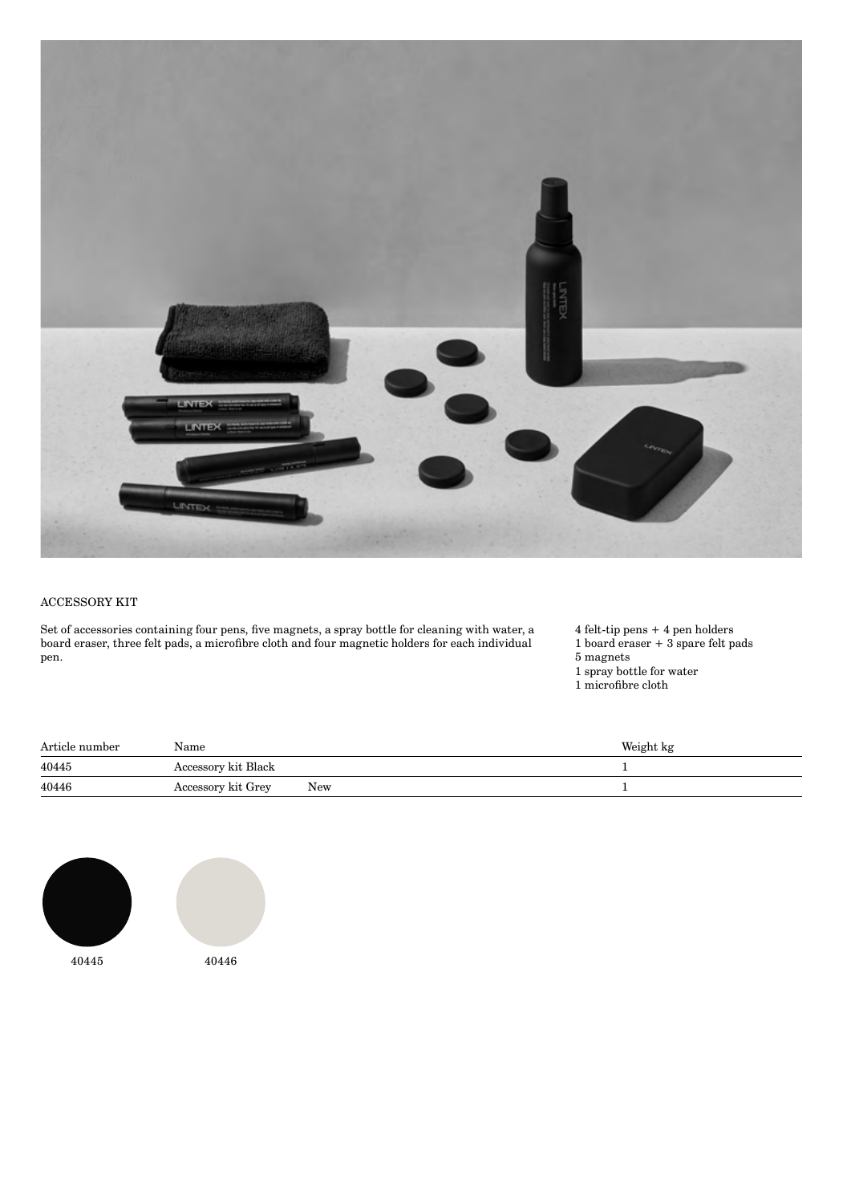# ACCESSORY KIT

Set of accessories containing four pens, five magnets, a spray bottle for cleaning with water, a board eraser, three felt pads, a microfibre cloth and four magnetic holders for each individual pen.

4 felt-tip pens + 4 pen holders
1 board eraser + 3 spare felt pads
5 magnets
1 spray bottle for water
1 microfibre cloth

| Article number | Name | | Weight kg |
| --- | --- | --- | --- |
| 40445 | Accessory kit Black | | 1 |
| 40446 | Accessory kit Grey | New | 1 |

40445

40446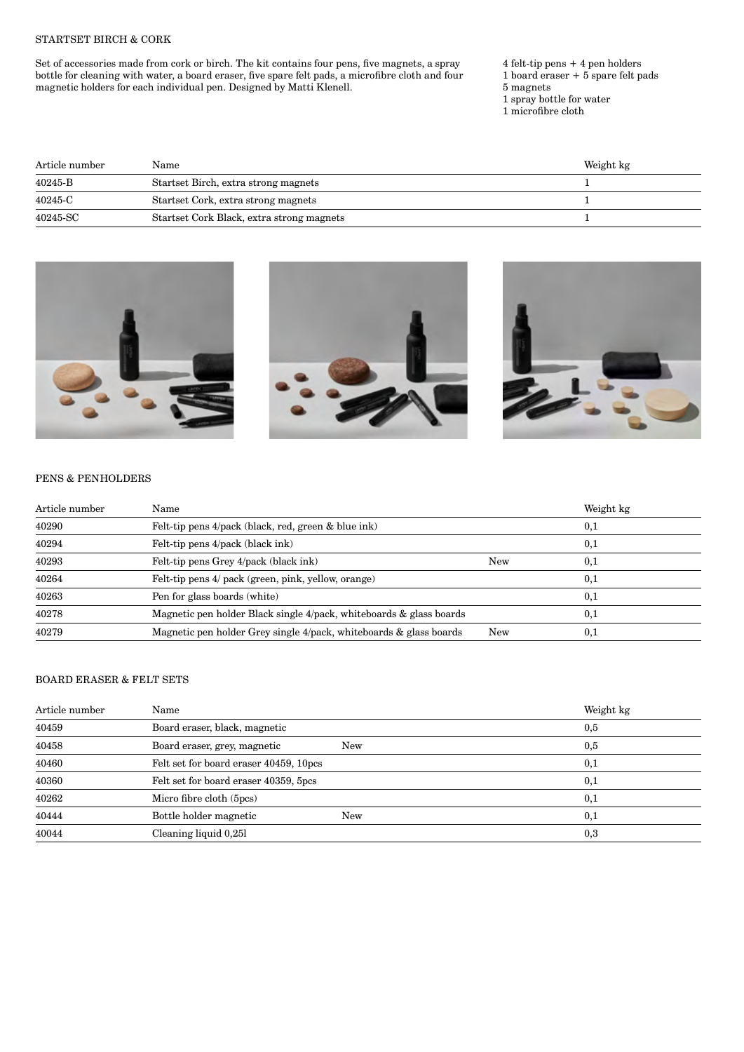## STARTSET BIRCH & CORK

Set of accessories made from cork or birch. The kit contains four pens, five magnets, a spray bottle for cleaning with water, a board eraser, five spare felt pads, a microfibre cloth and four magnetic holders for each individual pen. Designed by Matti Klenell.

4 felt-tip pens + 4 pen holders
1 board eraser + 5 spare felt pads
5 magnets
1 spray bottle for water
1 microfibre cloth

| Article number | Name | Weight kg |
|---|---|---|
| 40245-B | Startset Birch, extra strong magnets | 1 |
| 40245-C | Startset Cork, extra strong magnets | 1 |
| 40245-SC | Startset Cork Black, extra strong magnets | 1 |

## PENS & PENHOLDERS

| Article number | Name | | Weight kg |
|---|---|---|---|
| 40290 | Felt-tip pens 4/pack (black, red, green & blue ink) | | 0,1 |
| 40294 | Felt-tip pens 4/pack (black ink) | | 0,1 |
| 40293 | Felt-tip pens Grey 4/pack (black ink) | New | 0,1 |
| 40264 | Felt-tip pens 4/ pack (green, pink, yellow, orange) | | 0,1 |
| 40263 | Pen for glass boards (white) | | 0,1 |
| 40278 | Magnetic pen holder Black single 4/pack, whiteboards & glass boards | | 0,1 |
| 40279 | Magnetic pen holder Grey single 4/pack, whiteboards & glass boards | New | 0,1 |

## BOARD ERASER & FELT SETS

| Article number | Name | | Weight kg |
|---|---|---|---|
| 40459 | Board eraser, black, magnetic | | 0,5 |
| 40458 | Board eraser, grey, magnetic | New | 0,5 |
| 40460 | Felt set for board eraser 40459, 10pcs | | 0,1 |
| 40360 | Felt set for board eraser 40359, 5pcs | | 0,1 |
| 40262 | Micro fibre cloth (5pcs) | | 0,1 |
| 40444 | Bottle holder magnetic | New | 0,1 |
| 40044 | Cleaning liquid 0,25l | | 0,3 |